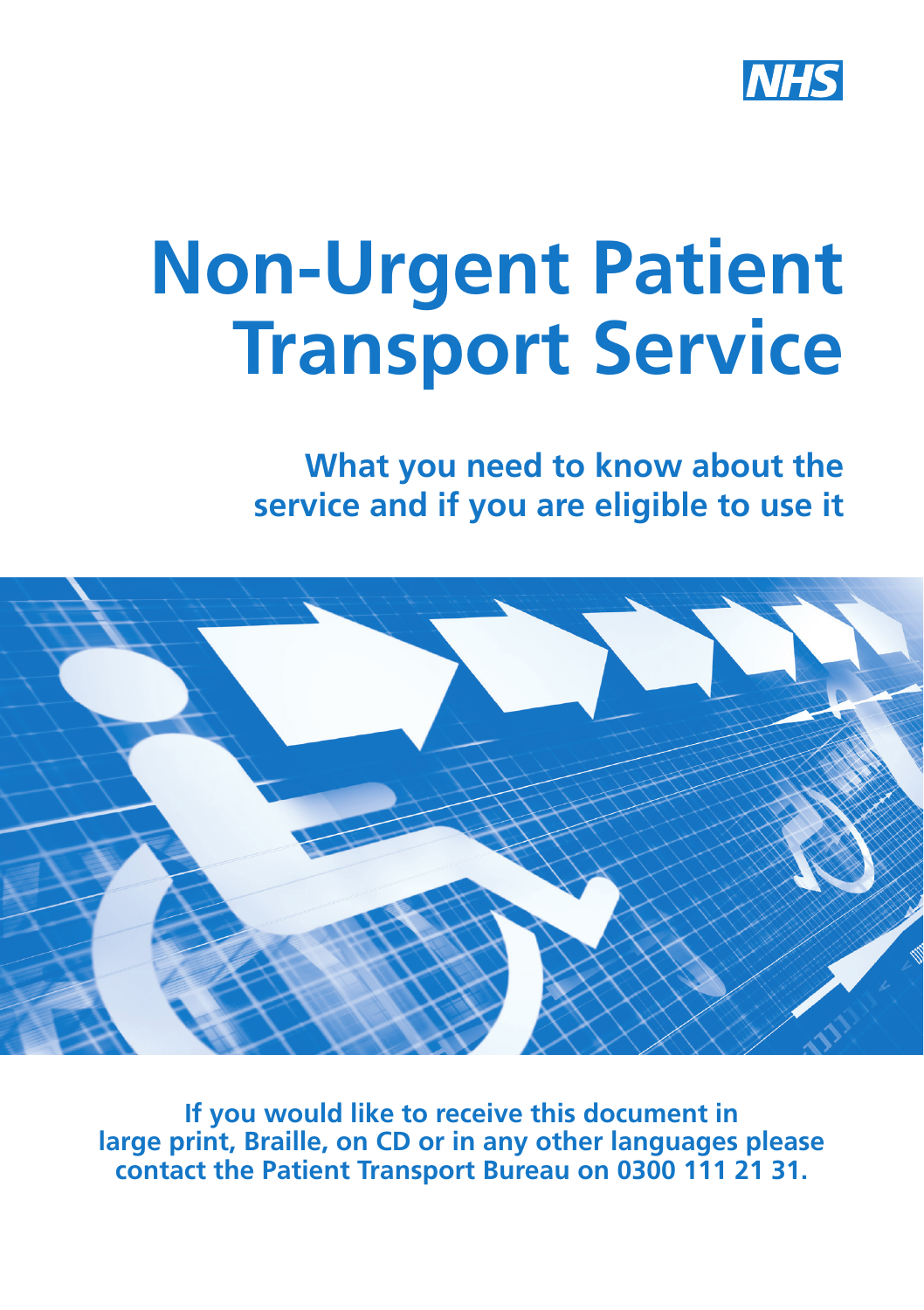NHS

# Non-Urgent Patient Transport Service

## What you need to know about the service and if you are eligible to use it

**If you would like to receive this document in large print, Braille, on CD or in any other languages please contact the Patient Transport Bureau on 0300 111 21 31.**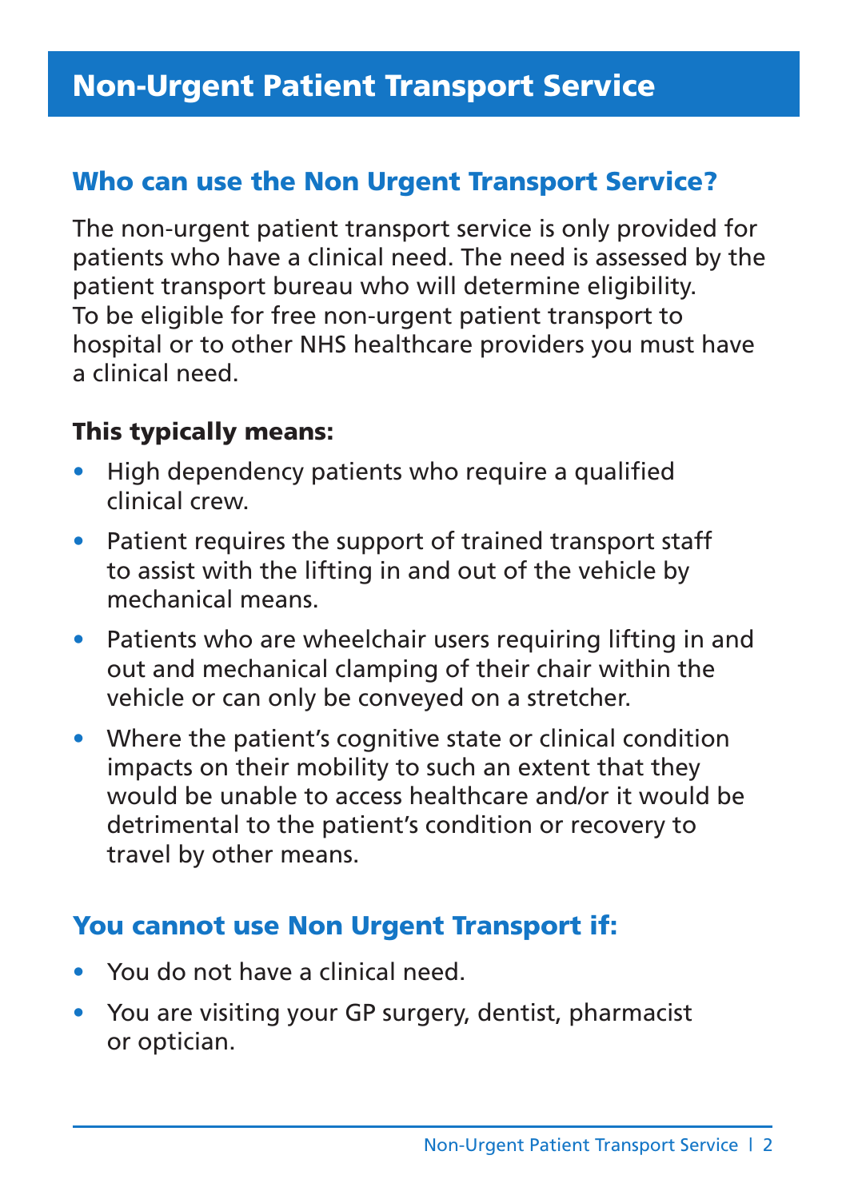# Non-Urgent Patient Transport Service

## Who can use the Non Urgent Transport Service?

The non-urgent patient transport service is only provided for patients who have a clinical need. The need is assessed by the patient transport bureau who will determine eligibility. To be eligible for free non-urgent patient transport to hospital or to other NHS healthcare providers you must have a clinical need.

**This typically means:**

- High dependency patients who require a qualified clinical crew.
- Patient requires the support of trained transport staff to assist with the lifting in and out of the vehicle by mechanical means.
- Patients who are wheelchair users requiring lifting in and out and mechanical clamping of their chair within the vehicle or can only be conveyed on a stretcher.
- Where the patient's cognitive state or clinical condition impacts on their mobility to such an extent that they would be unable to access healthcare and/or it would be detrimental to the patient's condition or recovery to travel by other means.

## You cannot use Non Urgent Transport if:

- You do not have a clinical need.
- You are visiting your GP surgery, dentist, pharmacist or optician.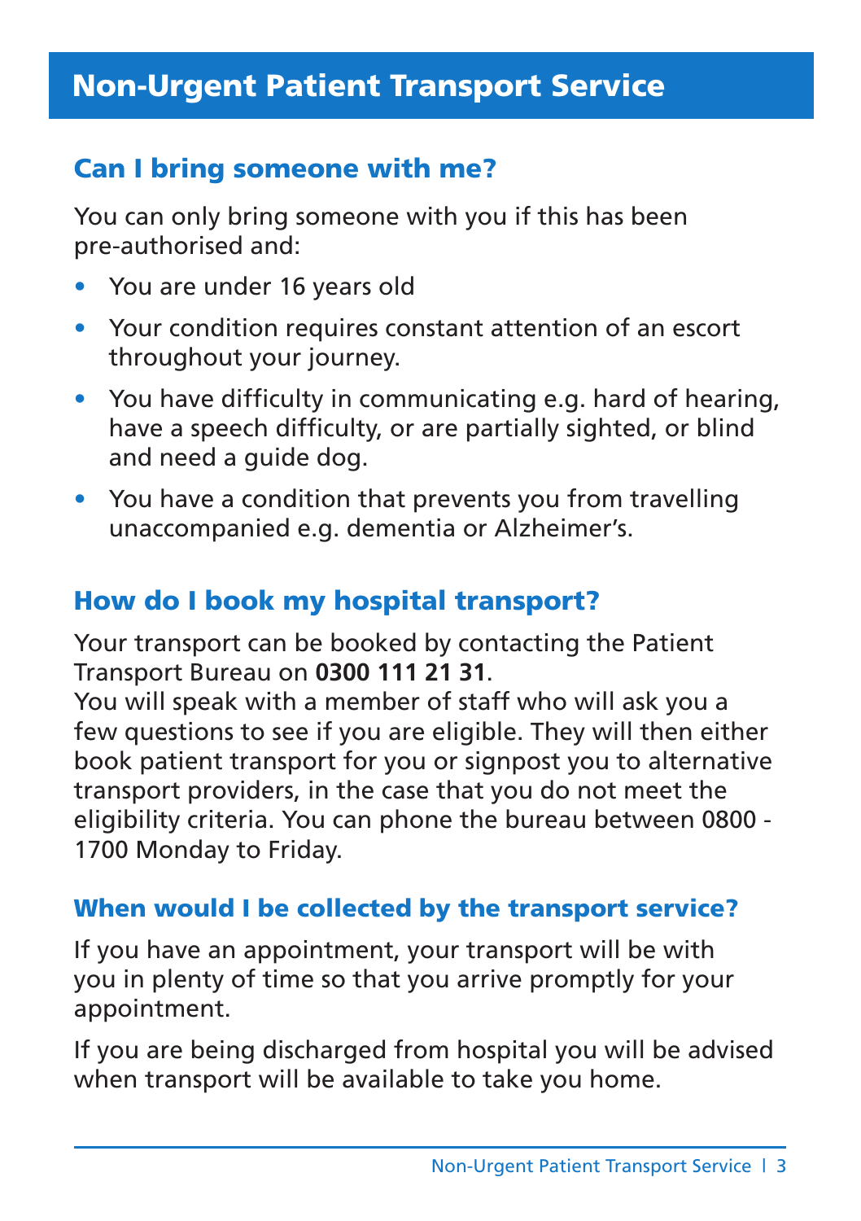# Non-Urgent Patient Transport Service

## Can I bring someone with me?

You can only bring someone with you if this has been pre-authorised and:

- You are under 16 years old
- Your condition requires constant attention of an escort throughout your journey.
- You have difficulty in communicating e.g. hard of hearing, have a speech difficulty, or are partially sighted, or blind and need a guide dog.
- You have a condition that prevents you from travelling unaccompanied e.g. dementia or Alzheimer's.

## How do I book my hospital transport?

Your transport can be booked by contacting the Patient Transport Bureau on **0300 111 21 31**.
You will speak with a member of staff who will ask you a few questions to see if you are eligible. They will then either book patient transport for you or signpost you to alternative transport providers, in the case that you do not meet the eligibility criteria. You can phone the bureau between 0800 - 1700 Monday to Friday.

### When would I be collected by the transport service?

If you have an appointment, your transport will be with you in plenty of time so that you arrive promptly for your appointment.

If you are being discharged from hospital you will be advised when transport will be available to take you home.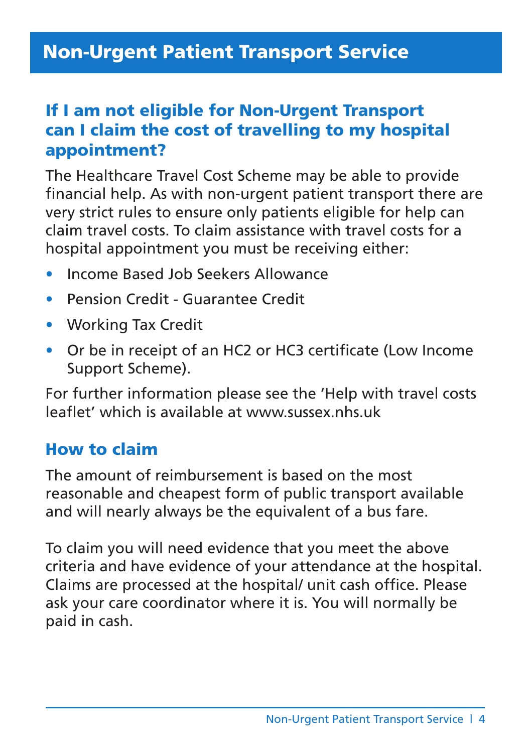# Non-Urgent Patient Transport Service

## If I am not eligible for Non-Urgent Transport can I claim the cost of travelling to my hospital appointment?

The Healthcare Travel Cost Scheme may be able to provide financial help. As with non-urgent patient transport there are very strict rules to ensure only patients eligible for help can claim travel costs. To claim assistance with travel costs for a hospital appointment you must be receiving either:

- Income Based Job Seekers Allowance
- Pension Credit - Guarantee Credit
- Working Tax Credit
- Or be in receipt of an HC2 or HC3 certificate (Low Income Support Scheme).

For further information please see the 'Help with travel costs leaflet' which is available at www.sussex.nhs.uk

## How to claim

The amount of reimbursement is based on the most reasonable and cheapest form of public transport available and will nearly always be the equivalent of a bus fare.

To claim you will need evidence that you meet the above criteria and have evidence of your attendance at the hospital. Claims are processed at the hospital/ unit cash office. Please ask your care coordinator where it is. You will normally be paid in cash.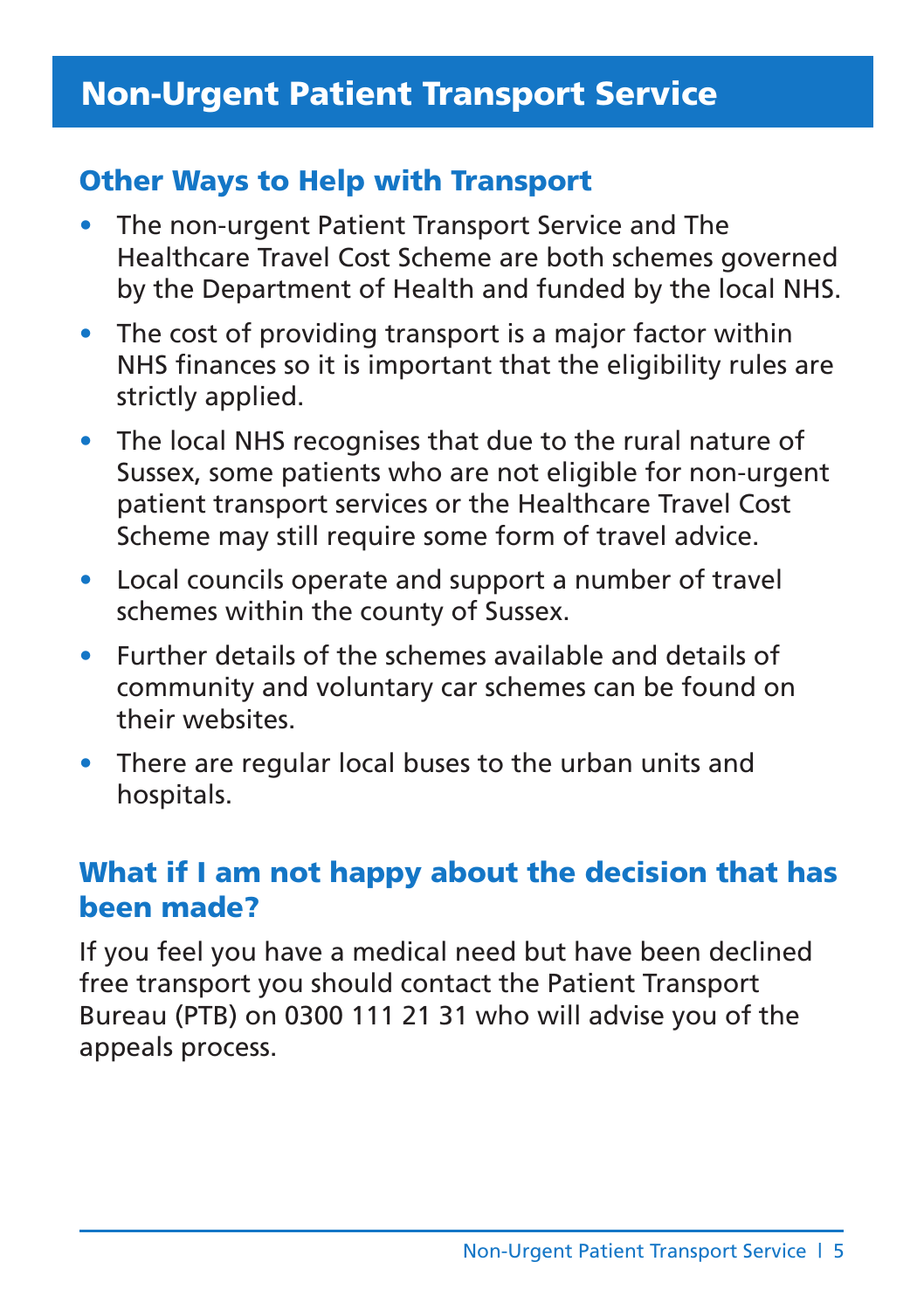# Non-Urgent Patient Transport Service

## Other Ways to Help with Transport

- The non-urgent Patient Transport Service and The Healthcare Travel Cost Scheme are both schemes governed by the Department of Health and funded by the local NHS.
- The cost of providing transport is a major factor within NHS finances so it is important that the eligibility rules are strictly applied.
- The local NHS recognises that due to the rural nature of Sussex, some patients who are not eligible for non-urgent patient transport services or the Healthcare Travel Cost Scheme may still require some form of travel advice.
- Local councils operate and support a number of travel schemes within the county of Sussex.
- Further details of the schemes available and details of community and voluntary car schemes can be found on their websites.
- There are regular local buses to the urban units and hospitals.

## What if I am not happy about the decision that has been made?

If you feel you have a medical need but have been declined free transport you should contact the Patient Transport Bureau (PTB) on 0300 111 21 31 who will advise you of the appeals process.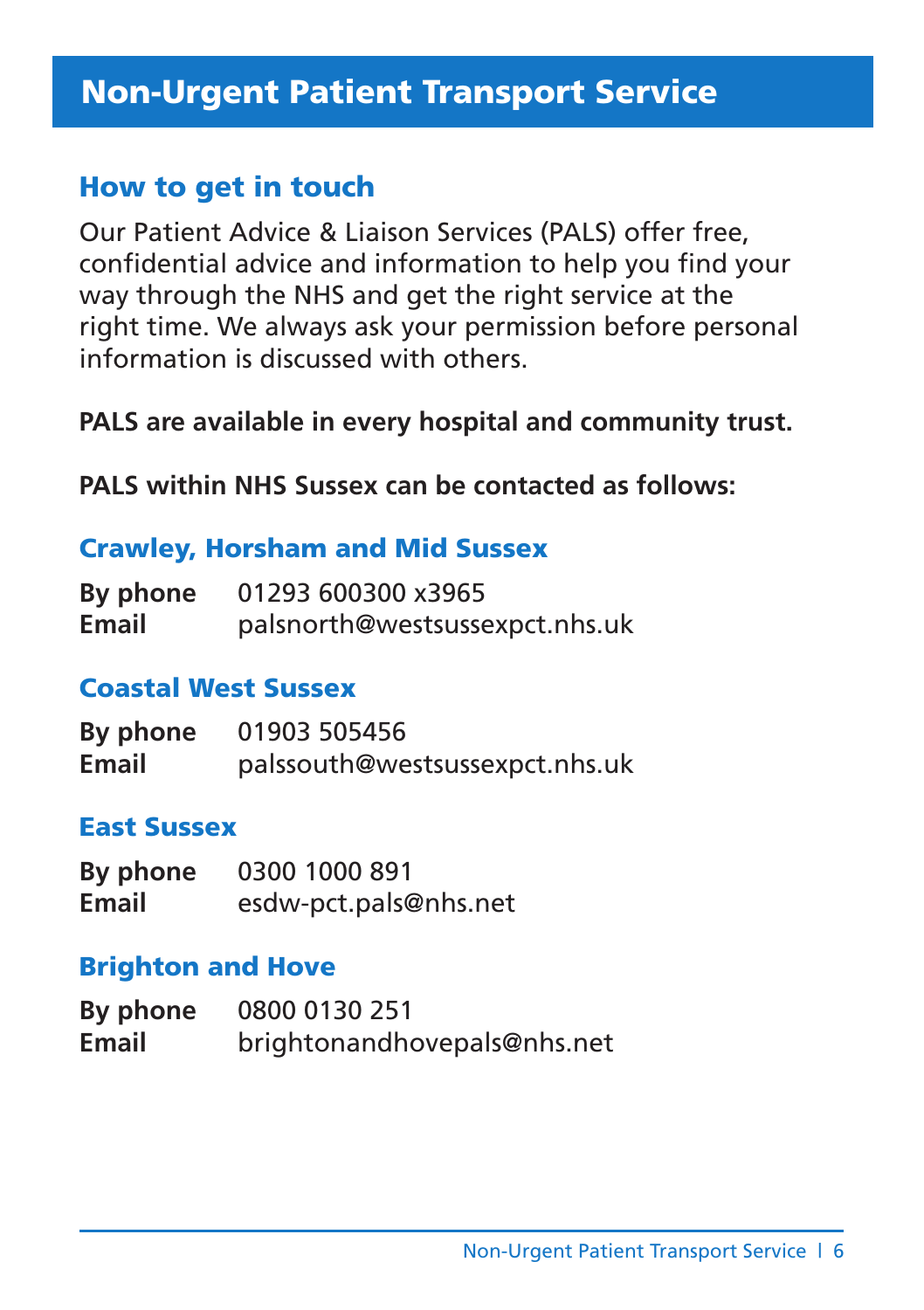# Non-Urgent Patient Transport Service

## How to get in touch

Our Patient Advice & Liaison Services (PALS) offer free, confidential advice and information to help you find your way through the NHS and get the right service at the right time. We always ask your permission before personal information is discussed with others.

**PALS are available in every hospital and community trust.**

**PALS within NHS Sussex can be contacted as follows:**

### Crawley, Horsham and Mid Sussex

**By phone** 01293 600300 x3965
**Email** palsnorth@westsussexpct.nhs.uk

### Coastal West Sussex

**By phone** 01903 505456
**Email** palssouth@westsussexpct.nhs.uk

### East Sussex

**By phone** 0300 1000 891
**Email** esdw-pct.pals@nhs.net

### Brighton and Hove

**By phone** 0800 0130 251
**Email** brightonandhovepals@nhs.net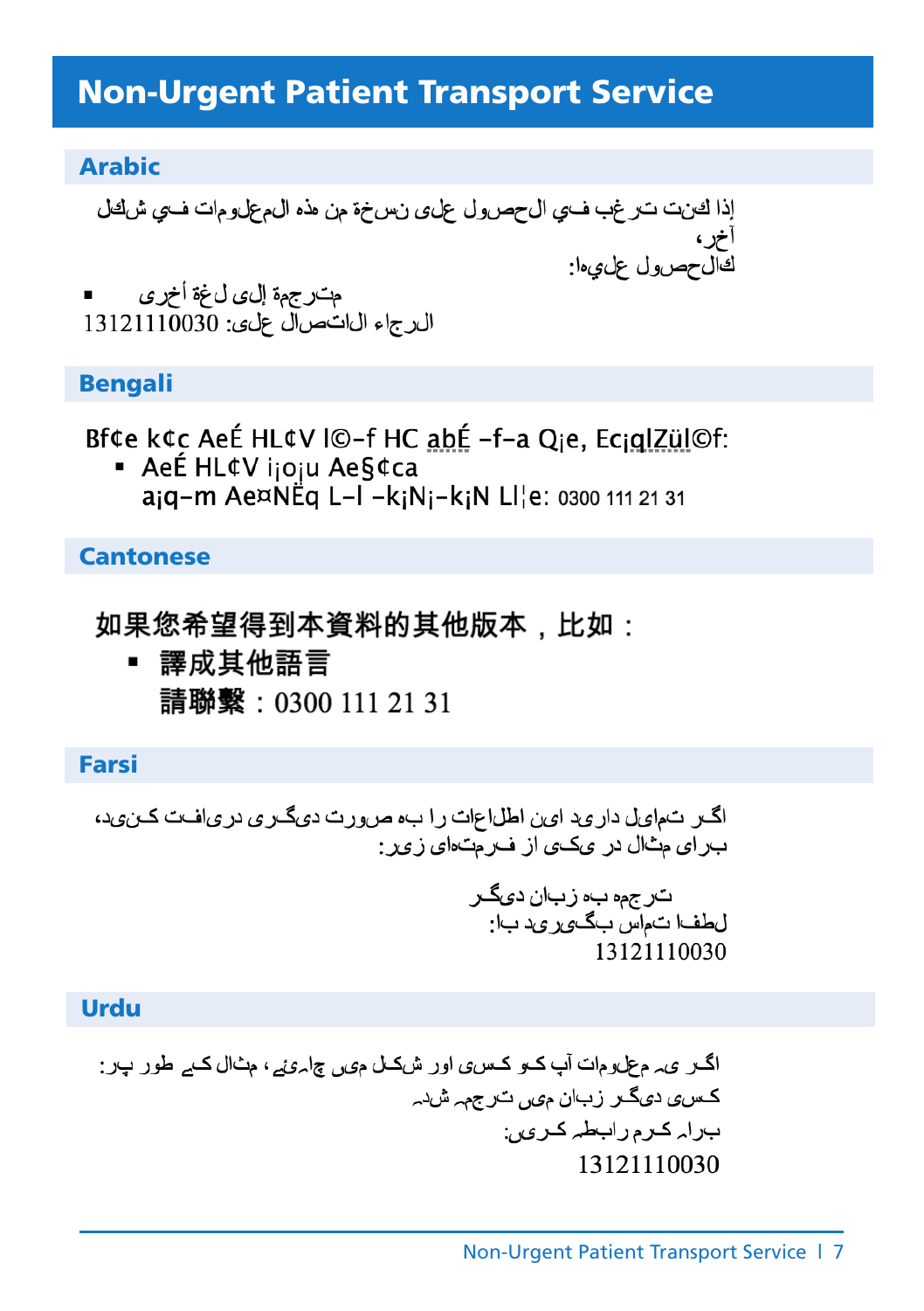# Non-Urgent Patient Transport Service

## Arabic

إذا كنت ترغب في الحصول على نسخة من هذه المعلومات في شكل آخر، كالحصول عليها:

- مترجمة إلى لغة أخرى

الرجاء الاتصال على: 13121110030

## Bengali

Bf¢e k¢c AeÉ HL¢V l©-f HC abÉ -f-a Q¡e, Ec¡qlZül©f:

- AeÉ HL¢V i¡o¡u Ae§¢ca

  a¡q-m Ae¤NËq L-l -k¡N¡-k¡N Ll¦e: 0300 111 21 31

## Cantonese

如果您希望得到本資料的其他版本，比如：

- 譯成其他語言

  請聯繫：0300 111 21 31

## Farsi

اگر تمایل دارید این اطلاعات را به صورت دیگری دریافت کنید، برای مثال در یکی از فرمتهای زیر:

ترجمه به زبان دیگر
لطفا تماس بگیرید با:
13121110030

## Urdu

اگر یہ معلومات آپ کو کسی اور شکل میں چاہئے، مثال کے طور پر:
کسی دیگر زبان میں ترجمہ شدہ
براہ کرم رابطہ کریں:
13121110030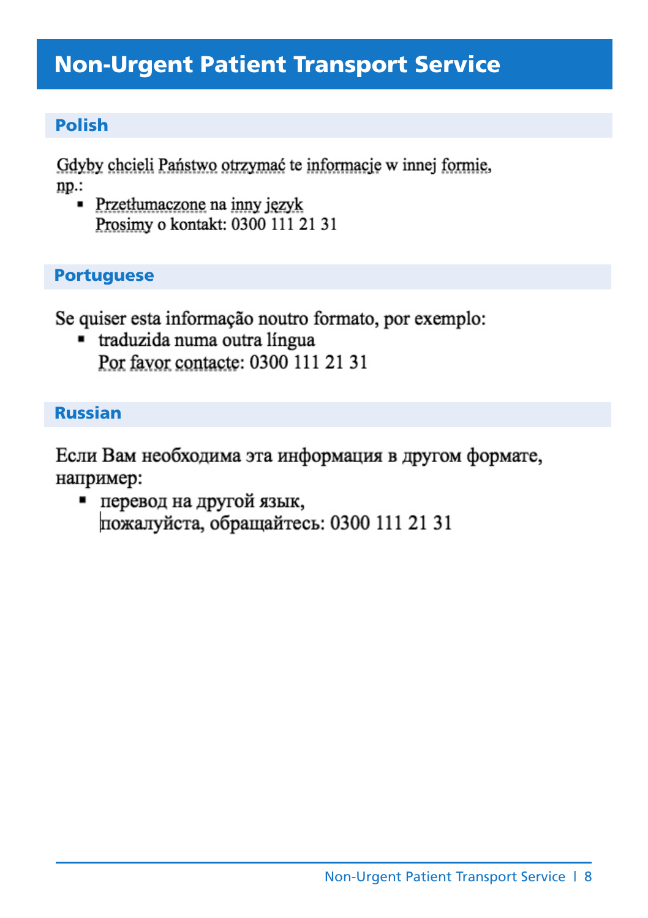# Non-Urgent Patient Transport Service

## Polish

Gdyby chcieli Państwo otrzymać te informacje w innej formie, np.:

- Przetłumaczone na inny język
  Prosimy o kontakt: 0300 111 21 31

## Portuguese

Se quiser esta informação noutro formato, por exemplo:

- traduzida numa outra língua
  Por favor contacte: 0300 111 21 31

## Russian

Если Вам необходима эта информация в другом формате, например:

- перевод на другой язык,
  пожалуйста, обращайтесь: 0300 111 21 31